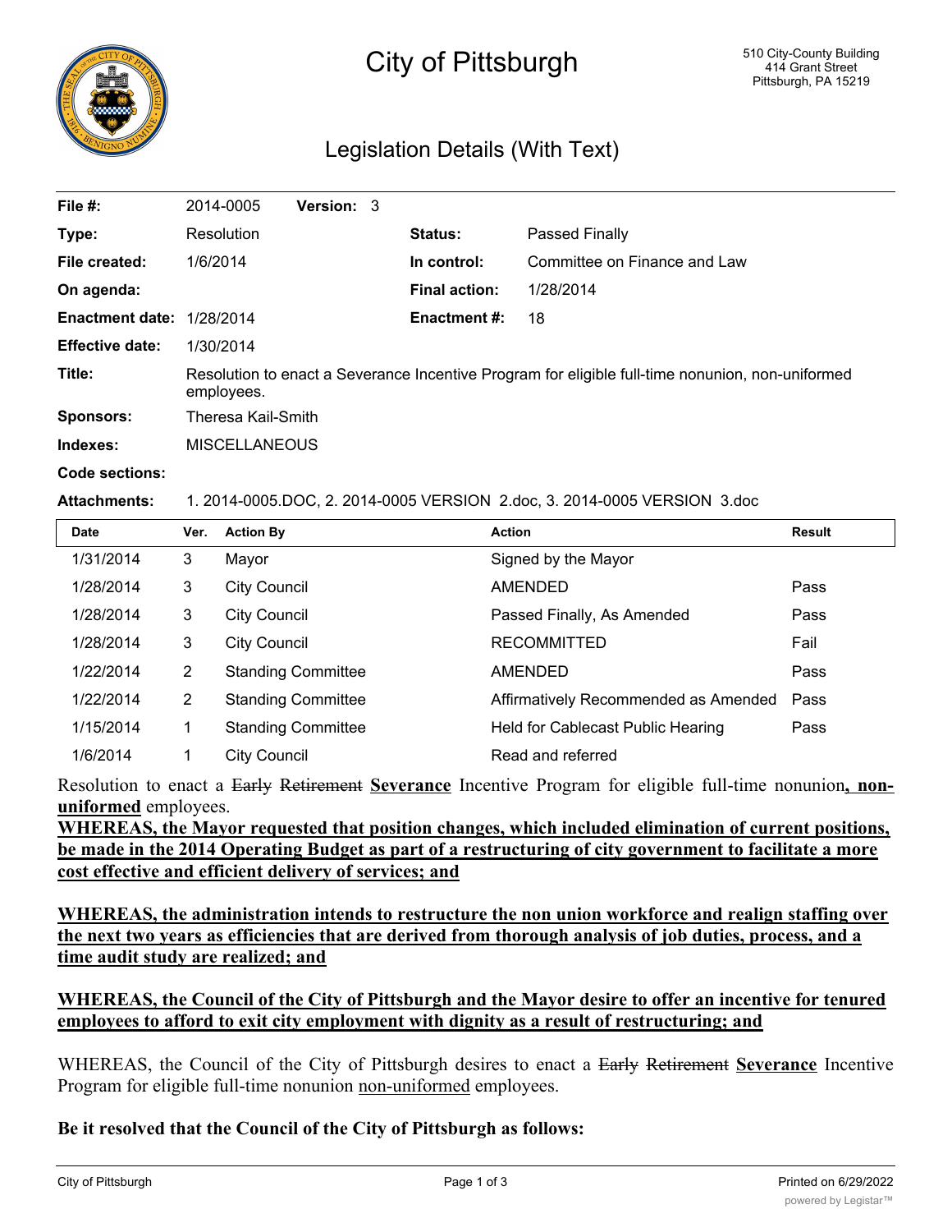# City of Pittsburgh

510 City-County Building
414 Grant Street
Pittsburgh, PA 15219

## Legislation Details (With Text)

| | | | |
|---|---|---|---|
| **File #:** | 2014-0005 **Version:** 3 | | |
| **Type:** | Resolution | **Status:** | Passed Finally |
| **File created:** | 1/6/2014 | **In control:** | Committee on Finance and Law |
| **On agenda:** | | **Final action:** | 1/28/2014 |
| **Enactment date:** | 1/28/2014 | **Enactment #:** | 18 |
| **Effective date:** | 1/30/2014 | | |

**Title:** Resolution to enact a Severance Incentive Program for eligible full-time nonunion, non-uniformed employees.

**Sponsors:** Theresa Kail-Smith

**Indexes:** MISCELLANEOUS

**Code sections:**

**Attachments:** 1. 2014-0005.DOC, 2. 2014-0005 VERSION 2.doc, 3. 2014-0005 VERSION 3.doc

| Date | Ver. | Action By | Action | Result |
|---|---|---|---|---|
| 1/31/2014 | 3 | Mayor | Signed by the Mayor | |
| 1/28/2014 | 3 | City Council | AMENDED | Pass |
| 1/28/2014 | 3 | City Council | Passed Finally, As Amended | Pass |
| 1/28/2014 | 3 | City Council | RECOMMITTED | Fail |
| 1/22/2014 | 2 | Standing Committee | AMENDED | Pass |
| 1/22/2014 | 2 | Standing Committee | Affirmatively Recommended as Amended | Pass |
| 1/15/2014 | 1 | Standing Committee | Held for Cablecast Public Hearing | Pass |
| 1/6/2014 | 1 | City Council | Read and referred | |

Resolution to enact a ~~Early~~ ~~Retirement~~ **<u>Severance</u>** Incentive Program for eligible full-time nonunion**<u>, non-uniformed</u>** employees.

**<u>WHEREAS, the Mayor requested that position changes, which included elimination of current positions, be made in the 2014 Operating Budget as part of a restructuring of city government to facilitate a more cost effective and efficient delivery of services; and</u>**

**<u>WHEREAS, the administration intends to restructure the non union workforce and realign staffing over the next two years as efficiencies that are derived from thorough analysis of job duties, process, and a time audit study are realized; and</u>**

**<u>WHEREAS, the Council of the City of Pittsburgh and the Mayor desire to offer an incentive for tenured employees to afford to exit city employment with dignity as a result of restructuring; and</u>**

WHEREAS, the Council of the City of Pittsburgh desires to enact a ~~Early~~ ~~Retirement~~ **<u>Severance</u>** Incentive Program for eligible full-time nonunion <u>non-uniformed</u> employees.

**Be it resolved that the Council of the City of Pittsburgh as follows:**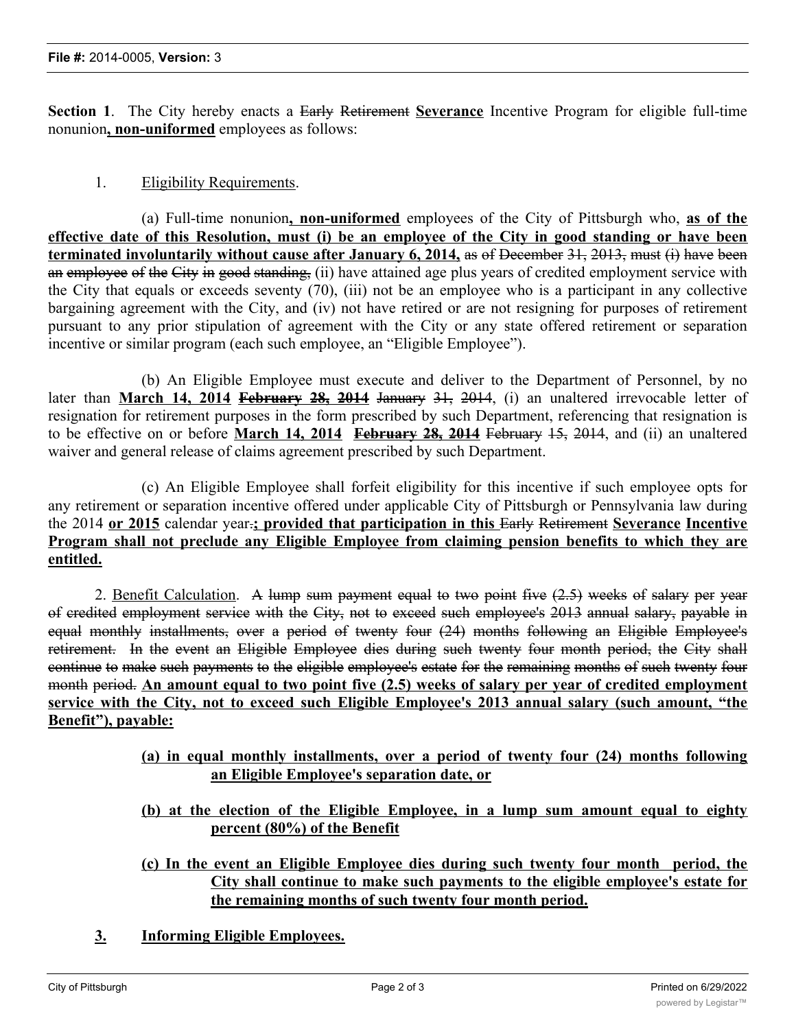**Section 1**. The City hereby enacts a ~~Early Retirement~~ <u>**Severance**</u> Incentive Program for eligible full-time nonunion<u>**, non-uniformed**</u> employees as follows:

1. <u>Eligibility Requirements</u>.

(a) Full-time nonunion<u>**, non-uniformed**</u> employees of the City of Pittsburgh who, <u>**as of the effective date of this Resolution, must (i) be an employee of the City in good standing or have been terminated involuntarily without cause after January 6, 2014,**</u> ~~as of December 31, 2013, must (i) have been an employee of the City in good standing,~~ (ii) have attained age plus years of credited employment service with the City that equals or exceeds seventy (70), (iii) not be an employee who is a participant in any collective bargaining agreement with the City, and (iv) not have retired or are not resigning for purposes of retirement pursuant to any prior stipulation of agreement with the City or any state offered retirement or separation incentive or similar program (each such employee, an "Eligible Employee").

(b) An Eligible Employee must execute and deliver to the Department of Personnel, by no later than <u>**March 14, 2014**</u> ~~**February 28, 2014**~~ ~~January 31, 2014~~, (i) an unaltered irrevocable letter of resignation for retirement purposes in the form prescribed by such Department, referencing that resignation is to be effective on or before <u>**March 14, 2014**</u> ~~**February 28, 2014**~~ ~~February 15, 2014~~, and (ii) an unaltered waiver and general release of claims agreement prescribed by such Department.

(c) An Eligible Employee shall forfeit eligibility for this incentive if such employee opts for any retirement or separation incentive offered under applicable City of Pittsburgh or Pennsylvania law during the 2014 <u>**or 2015**</u> calendar year~~.~~<u>**; provided that participation in this**</u> ~~Early Retirement~~ <u>**Severance Incentive Program shall not preclude any Eligible Employee from claiming pension benefits to which they are entitled.**</u>

2. <u>Benefit Calculation</u>. ~~A lump sum payment equal to two point five (2.5) weeks of salary per year of credited employment service with the City, not to exceed such employee's 2013 annual salary, payable in equal monthly installments, over a period of twenty four (24) months following an Eligible Employee's retirement. In the event an Eligible Employee dies during such twenty four month period, the City shall continue to make such payments to the eligible employee's estate for the remaining months of such twenty four month period.~~ <u>**An amount equal to two point five (2.5) weeks of salary per year of credited employment service with the City, not to exceed such Eligible Employee's 2013 annual salary (such amount, "the Benefit"), payable:**</u>

<u>**(a) in equal monthly installments, over a period of twenty four (24) months following an Eligible Employee's separation date, or**</u>

<u>**(b) at the election of the Eligible Employee, in a lump sum amount equal to eighty percent (80%) of the Benefit**</u>

<u>**(c) In the event an Eligible Employee dies during such twenty four month period, the City shall continue to make such payments to the eligible employee's estate for the remaining months of such twenty four month period.**</u>

<u>**3.**</u> <u>**Informing Eligible Employees.**</u>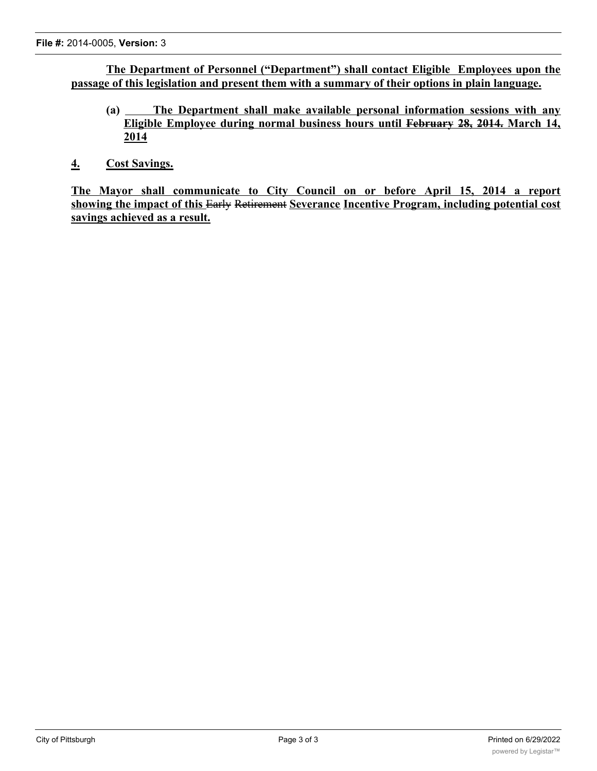**The Department of Personnel ("Department") shall contact Eligible Employees upon the passage of this legislation and present them with a summary of their options in plain language.**

**(a) The Department shall make available personal information sessions with any Eligible Employee during normal business hours until ~~February 28, 2014.~~ March 14, 2014**

**4. Cost Savings.**

**The Mayor shall communicate to City Council on or before April 15, 2014 a report showing the impact of this** ~~Early Retirement~~ **Severance Incentive Program, including potential cost savings achieved as a result.**